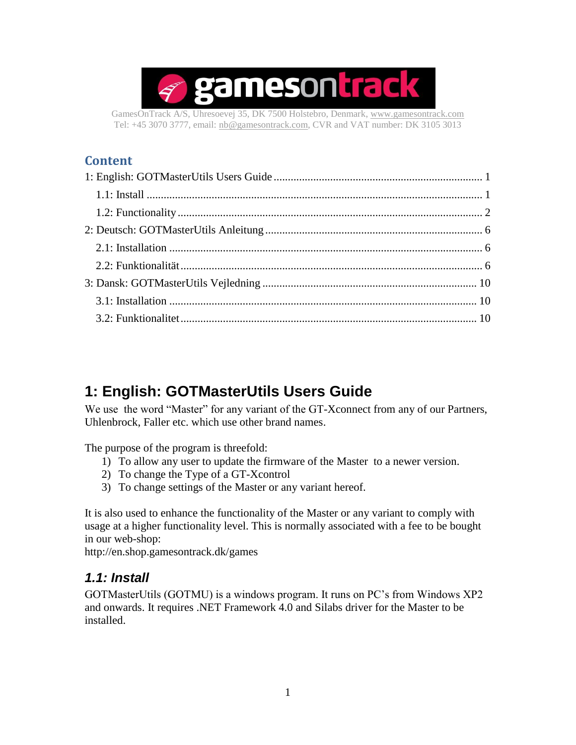gamesontrack

GamesOnTrack A/S, Uhresoevej 35, DK 7500 Holstebro, Denmark, www.gamesontrack.com
Tel: +45 3070 3777, email: nb@gamesontrack.com, CVR and VAT number: DK 3105 3013

## Content

1: English: GOTMasterUtils Users Guide ........ 1
  1.1: Install ........ 1
  1.2: Functionality ........ 2
2: Deutsch: GOTMasterUtils Anleitung ........ 6
  2.1: Installation ........ 6
  2.2: Funktionalität ........ 6
3: Dansk: GOTMasterUtils Vejledning ........ 10
  3.1: Installation ........ 10
  3.2: Funktionalitet ........ 10

# 1: English: GOTMasterUtils Users Guide

We use the word "Master" for any variant of the GT-Xconnect from any of our Partners, Uhlenbrock, Faller etc. which use other brand names.

The purpose of the program is threefold:

1) To allow any user to update the firmware of the Master to a newer version.
2) To change the Type of a GT-Xcontrol
3) To change settings of the Master or any variant hereof.

It is also used to enhance the functionality of the Master or any variant to comply with usage at a higher functionality level. This is normally associated with a fee to be bought in our web-shop:
http://en.shop.gamesontrack.dk/games

## *1.1: Install*

GOTMasterUtils (GOTMU) is a windows program. It runs on PC's from Windows XP2 and onwards. It requires .NET Framework 4.0 and Silabs driver for the Master to be installed.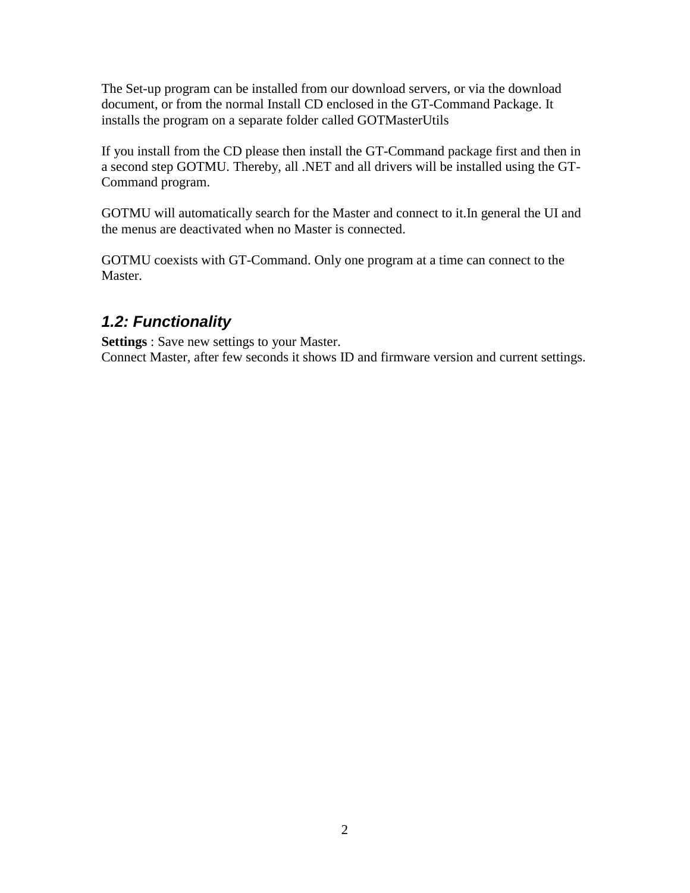The Set-up program can be installed from our download servers, or via the download document, or from the normal Install CD enclosed in the GT-Command Package. It installs the program on a separate folder called GOTMasterUtils

If you install from the CD please then install the GT-Command package first and then in a second step GOTMU. Thereby, all .NET and all drivers will be installed using the GT-Command program.

GOTMU will automatically search for the Master and connect to it.In general the UI and the menus are deactivated when no Master is connected.

GOTMU coexists with GT-Command. Only one program at a time can connect to the Master.

### *1.2: Functionality*

**Settings** : Save new settings to your Master.
Connect Master, after few seconds it shows ID and firmware version and current settings.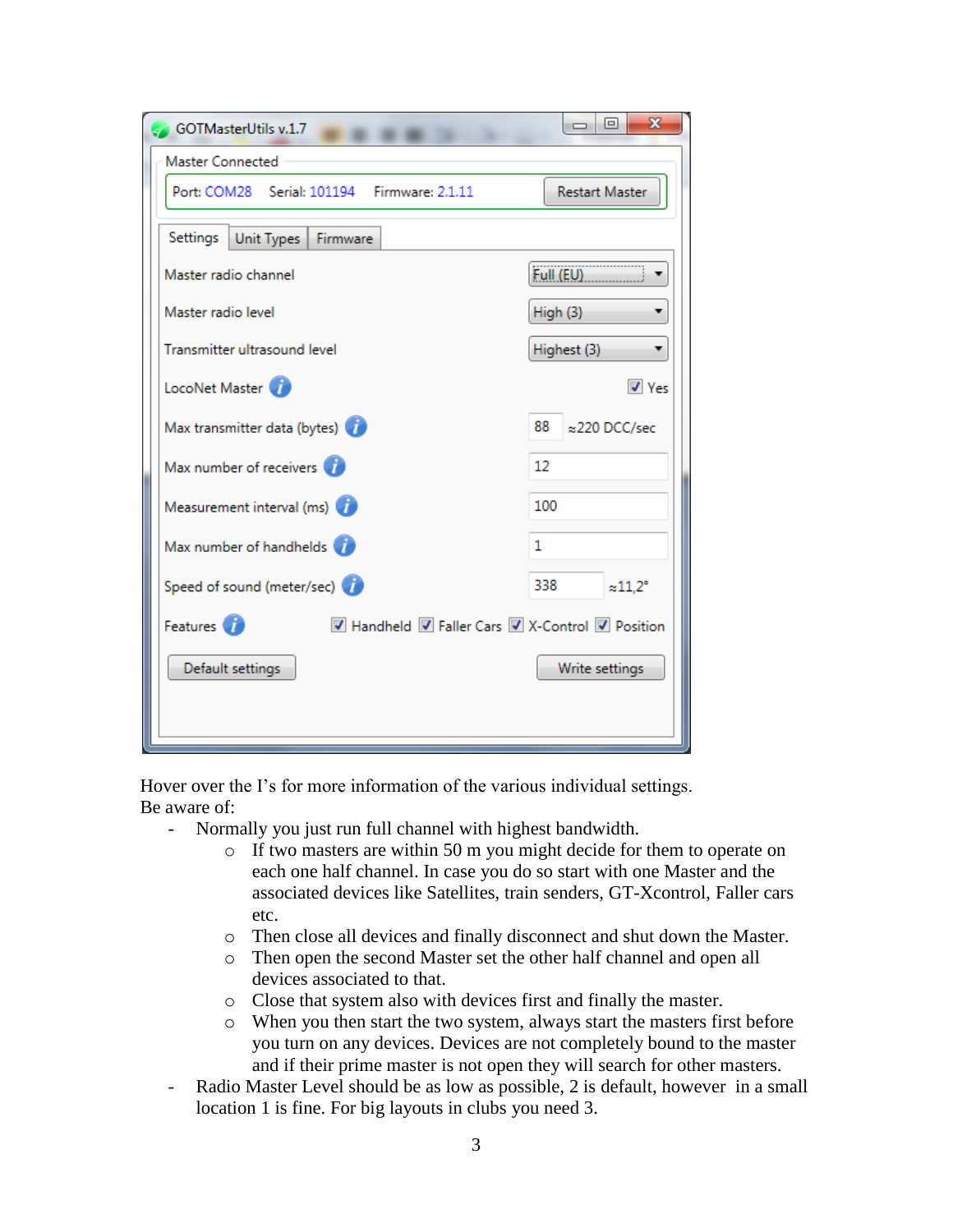Hover over the I's for more information of the various individual settings.
Be aware of:

- Normally you just run full channel with highest bandwidth.
  - If two masters are within 50 m you might decide for them to operate on each one half channel. In case you do so start with one Master and the associated devices like Satellites, train senders, GT-Xcontrol, Faller cars etc.
  - Then close all devices and finally disconnect and shut down the Master.
  - Then open the second Master set the other half channel and open all devices associated to that.
  - Close that system also with devices first and finally the master.
  - When you then start the two system, always start the masters first before you turn on any devices. Devices are not completely bound to the master and if their prime master is not open they will search for other masters.
- Radio Master Level should be as low as possible, 2 is default, however in a small location 1 is fine. For big layouts in clubs you need 3.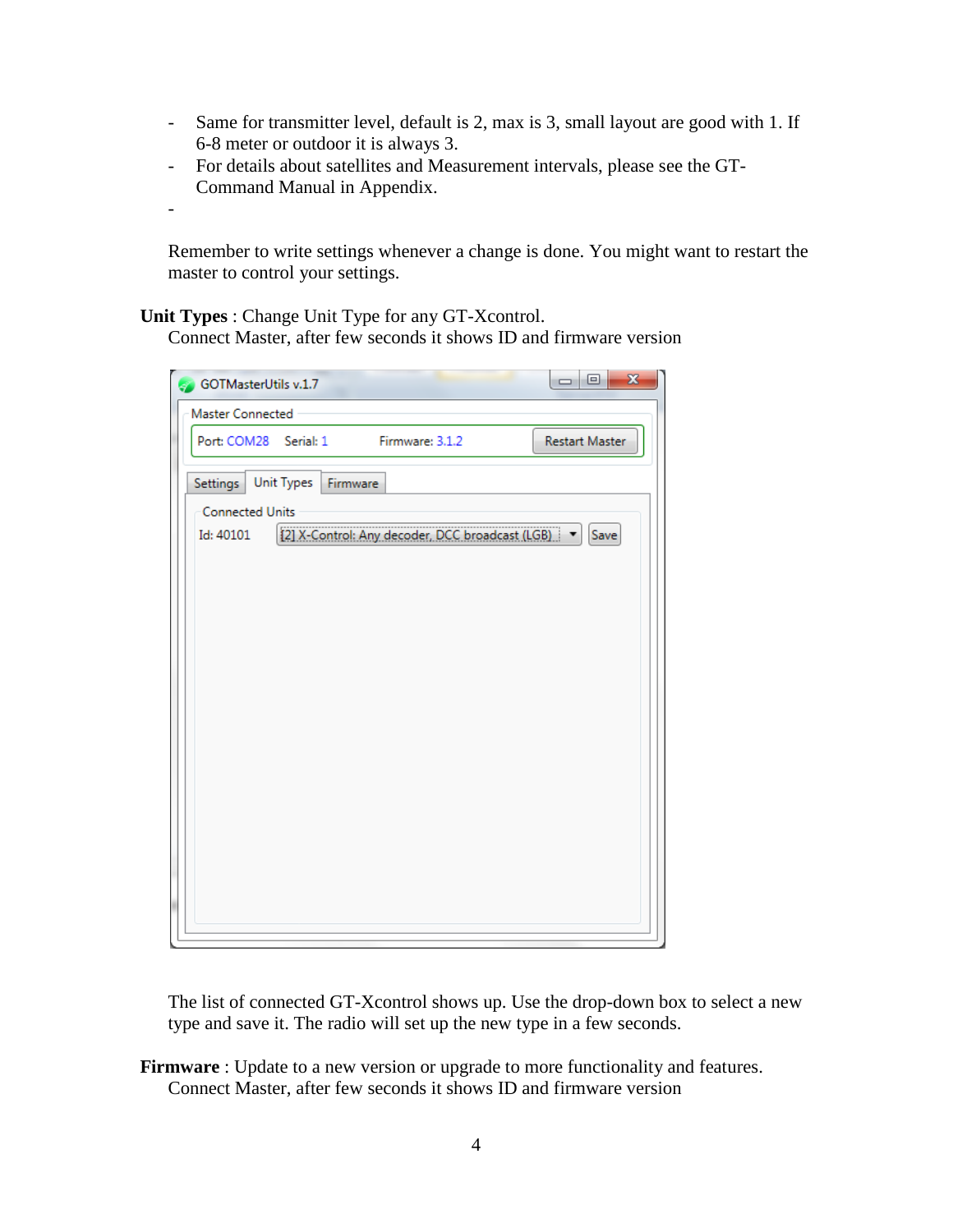- Same for transmitter level, default is 2, max is 3, small layout are good with 1. If 6-8 meter or outdoor it is always 3.
- For details about satellites and Measurement intervals, please see the GT-Command Manual in Appendix.
-

Remember to write settings whenever a change is done. You might want to restart the master to control your settings.

**Unit Types** : Change Unit Type for any GT-Xcontrol.
Connect Master, after few seconds it shows ID and firmware version

The list of connected GT-Xcontrol shows up. Use the drop-down box to select a new type and save it. The radio will set up the new type in a few seconds.

**Firmware** : Update to a new version or upgrade to more functionality and features.
Connect Master, after few seconds it shows ID and firmware version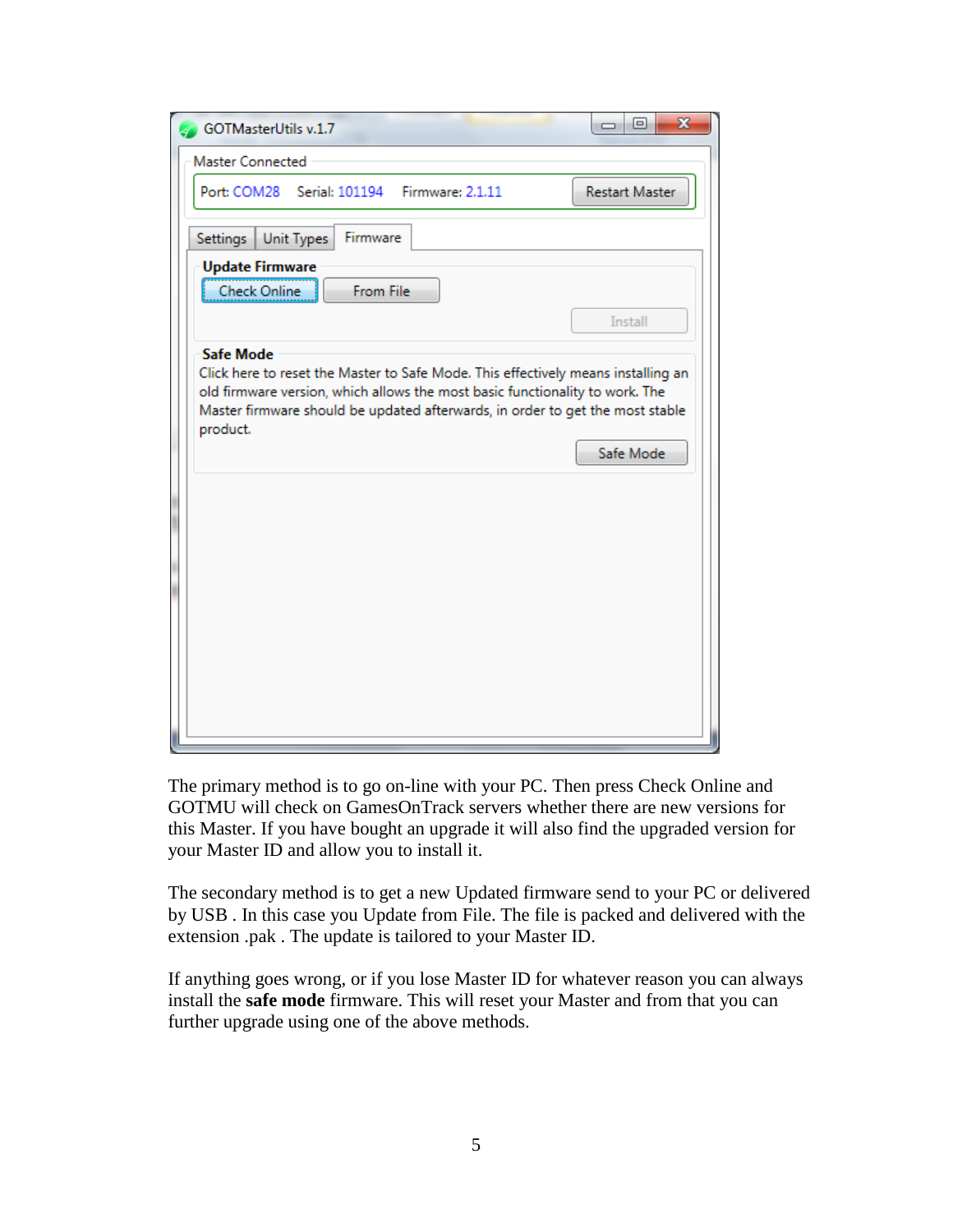The primary method is to go on-line with your PC. Then press Check Online and GOTMU will check on GamesOnTrack servers whether there are new versions for this Master. If you have bought an upgrade it will also find the upgraded version for your Master ID and allow you to install it.

The secondary method is to get a new Updated firmware send to your PC or delivered by USB . In this case you Update from File. The file is packed and delivered with the extension .pak . The update is tailored to your Master ID.

If anything goes wrong, or if you lose Master ID for whatever reason you can always install the **safe mode** firmware. This will reset your Master and from that you can further upgrade using one of the above methods.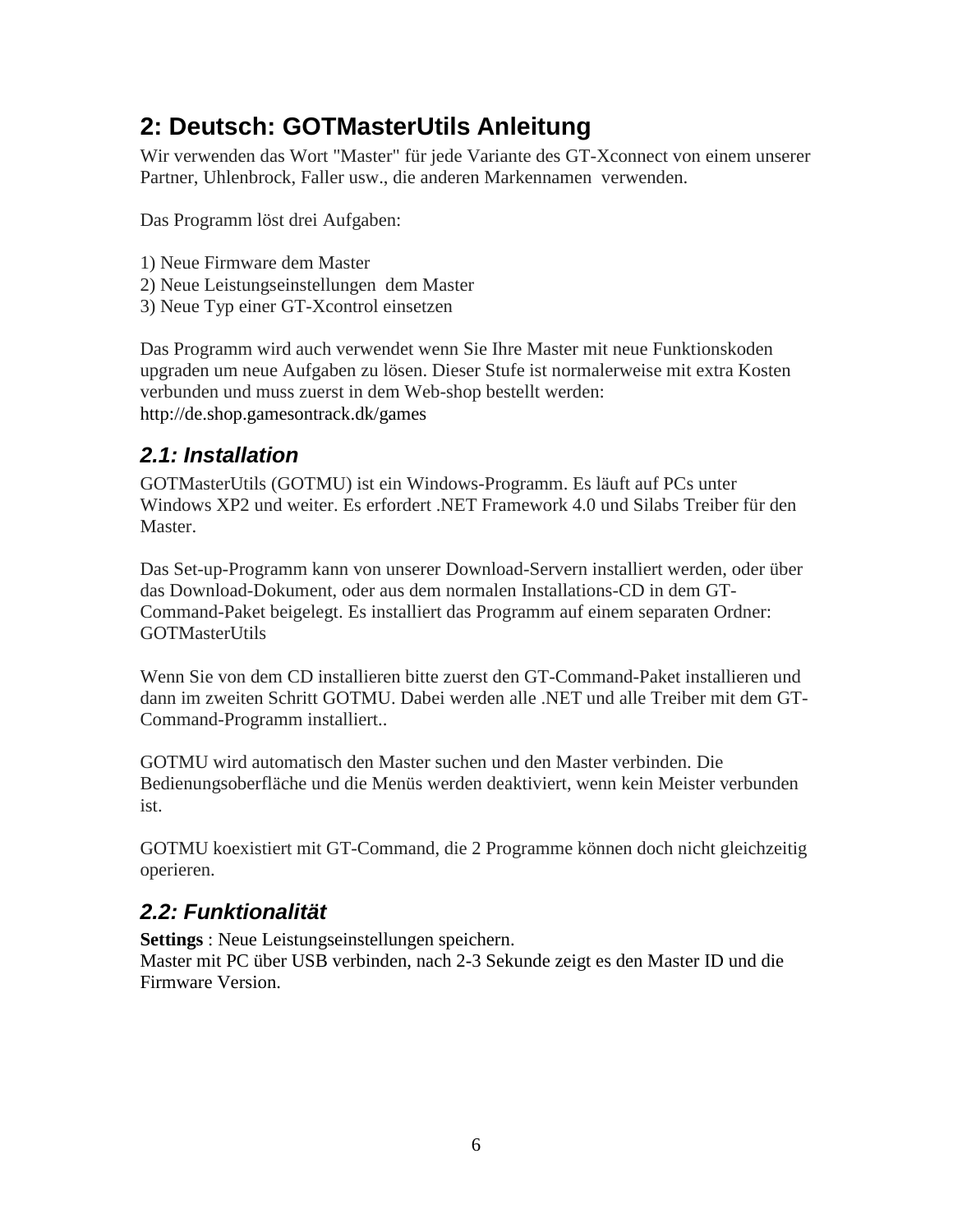## 2: Deutsch: GOTMasterUtils Anleitung

Wir verwenden das Wort "Master" für jede Variante des GT-Xconnect von einem unserer Partner, Uhlenbrock, Faller usw., die anderen Markennamen verwenden.

Das Programm löst drei Aufgaben:

1) Neue Firmware dem Master
2) Neue Leistungseinstellungen dem Master
3) Neue Typ einer GT-Xcontrol einsetzen

Das Programm wird auch verwendet wenn Sie Ihre Master mit neue Funktionskoden upgraden um neue Aufgaben zu lösen. Dieser Stufe ist normalerweise mit extra Kosten verbunden und muss zuerst in dem Web-shop bestellt werden:
http://de.shop.gamesontrack.dk/games

### *2.1: Installation*

GOTMasterUtils (GOTMU) ist ein Windows-Programm. Es läuft auf PCs unter Windows XP2 und weiter. Es erfordert .NET Framework 4.0 und Silabs Treiber für den Master.

Das Set-up-Programm kann von unserer Download-Servern installiert werden, oder über das Download-Dokument, oder aus dem normalen Installations-CD in dem GT-Command-Paket beigelegt. Es installiert das Programm auf einem separaten Ordner: GOTMasterUtils

Wenn Sie von dem CD installieren bitte zuerst den GT-Command-Paket installieren und dann im zweiten Schritt GOTMU. Dabei werden alle .NET und alle Treiber mit dem GT-Command-Programm installiert..

GOTMU wird automatisch den Master suchen und den Master verbinden. Die Bedienungsoberfläche und die Menüs werden deaktiviert, wenn kein Meister verbunden ist.

GOTMU koexistiert mit GT-Command, die 2 Programme können doch nicht gleichzeitig operieren.

### *2.2: Funktionalität*

**Settings** : Neue Leistungseinstellungen speichern.
Master mit PC über USB verbinden, nach 2-3 Sekunde zeigt es den Master ID und die Firmware Version.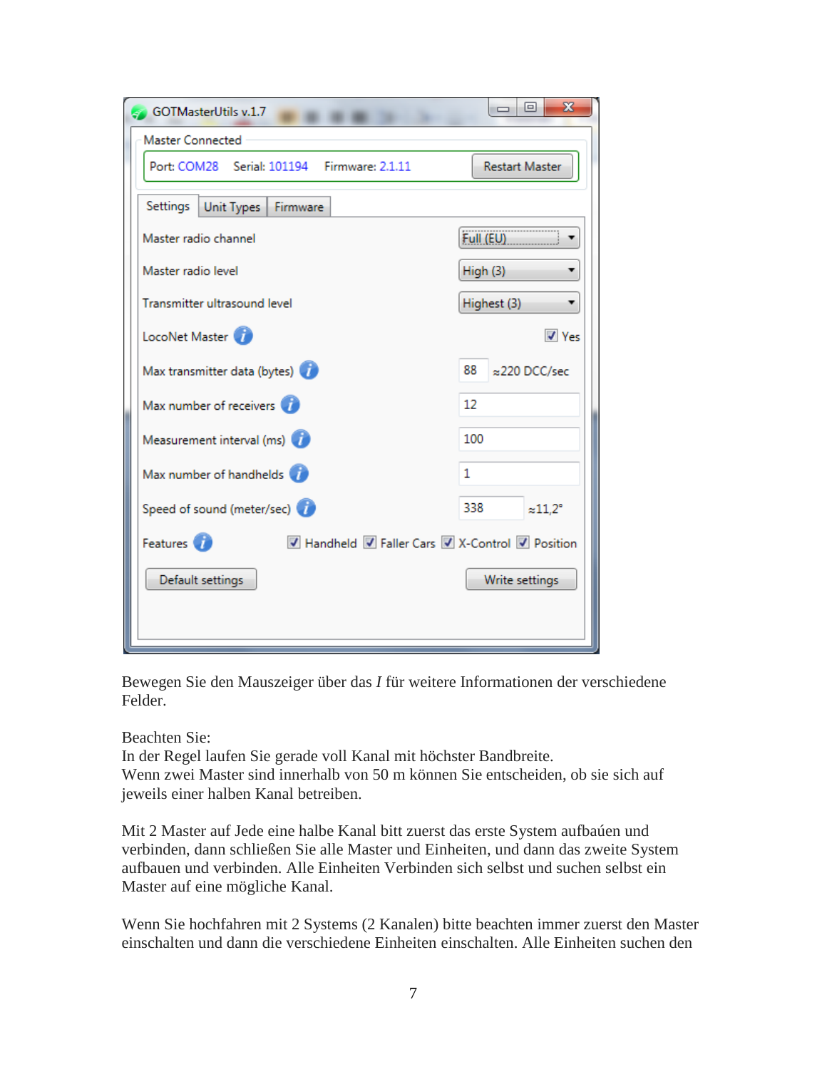Bewegen Sie den Mauszeiger über das *I* für weitere Informationen der verschiedene Felder.

Beachten Sie:
In der Regel laufen Sie gerade voll Kanal mit höchster Bandbreite.
Wenn zwei Master sind innerhalb von 50 m können Sie entscheiden, ob sie sich auf jeweils einer halben Kanal betreiben.

Mit 2 Master auf Jede eine halbe Kanal bitt zuerst das erste System aufbaúen und verbinden, dann schließen Sie alle Master und Einheiten, und dann das zweite System aufbauen und verbinden. Alle Einheiten Verbinden sich selbst und suchen selbst ein Master auf eine mögliche Kanal.

Wenn Sie hochfahren mit 2 Systems (2 Kanalen) bitte beachten immer zuerst den Master einschalten und dann die verschiedene Einheiten einschalten. Alle Einheiten suchen den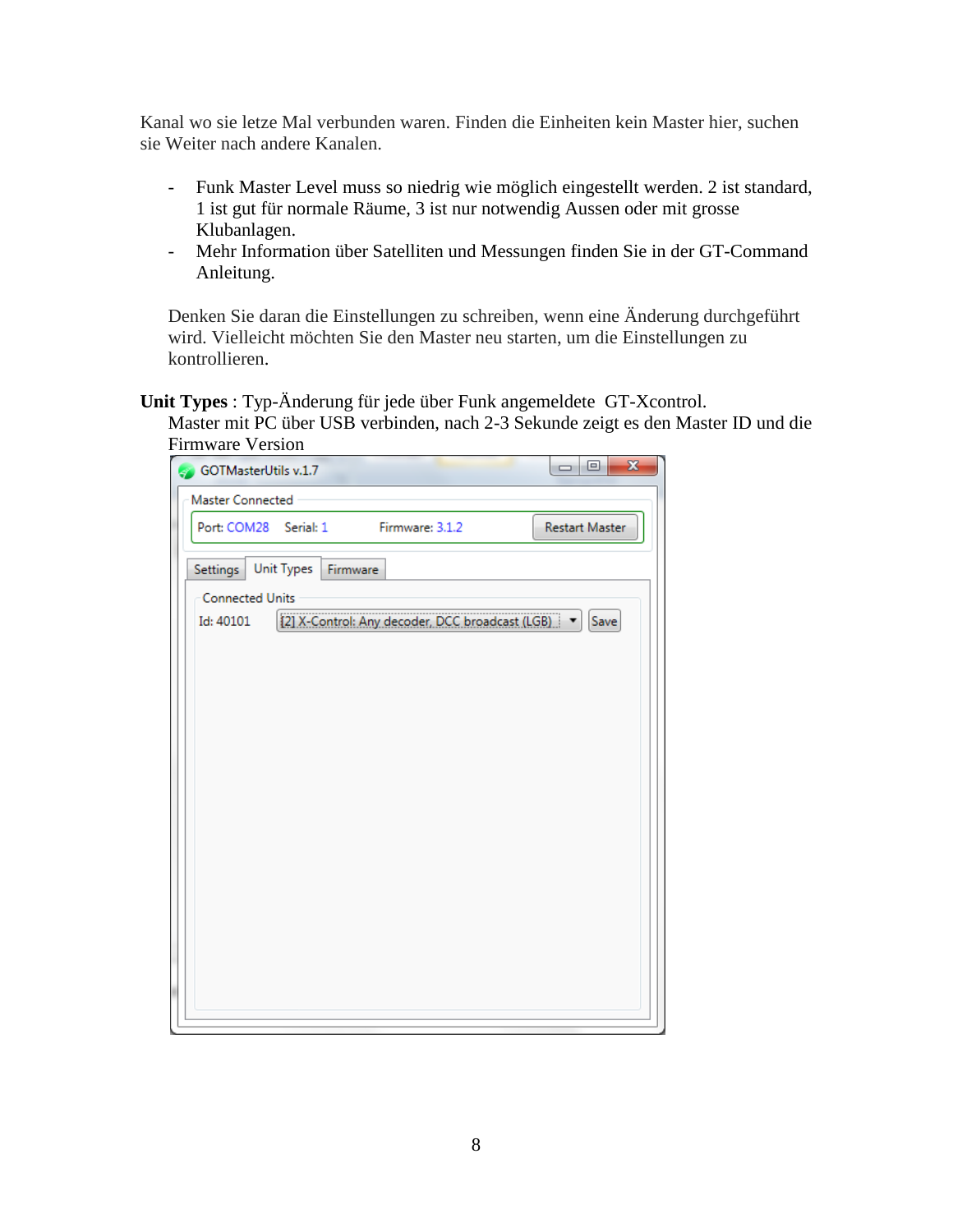Kanal wo sie letze Mal verbunden waren. Finden die Einheiten kein Master hier, suchen sie Weiter nach andere Kanalen.

- Funk Master Level muss so niedrig wie möglich eingestellt werden. 2 ist standard, 1 ist gut für normale Räume, 3 ist nur notwendig Aussen oder mit grosse Klubanlagen.
- Mehr Information über Satelliten und Messungen finden Sie in der GT-Command Anleitung.

Denken Sie daran die Einstellungen zu schreiben, wenn eine Änderung durchgeführt wird. Vielleicht möchten Sie den Master neu starten, um die Einstellungen zu kontrollieren.

**Unit Types** : Typ-Änderung für jede über Funk angemeldete GT-Xcontrol.

Master mit PC über USB verbinden, nach 2-3 Sekunde zeigt es den Master ID und die Firmware Version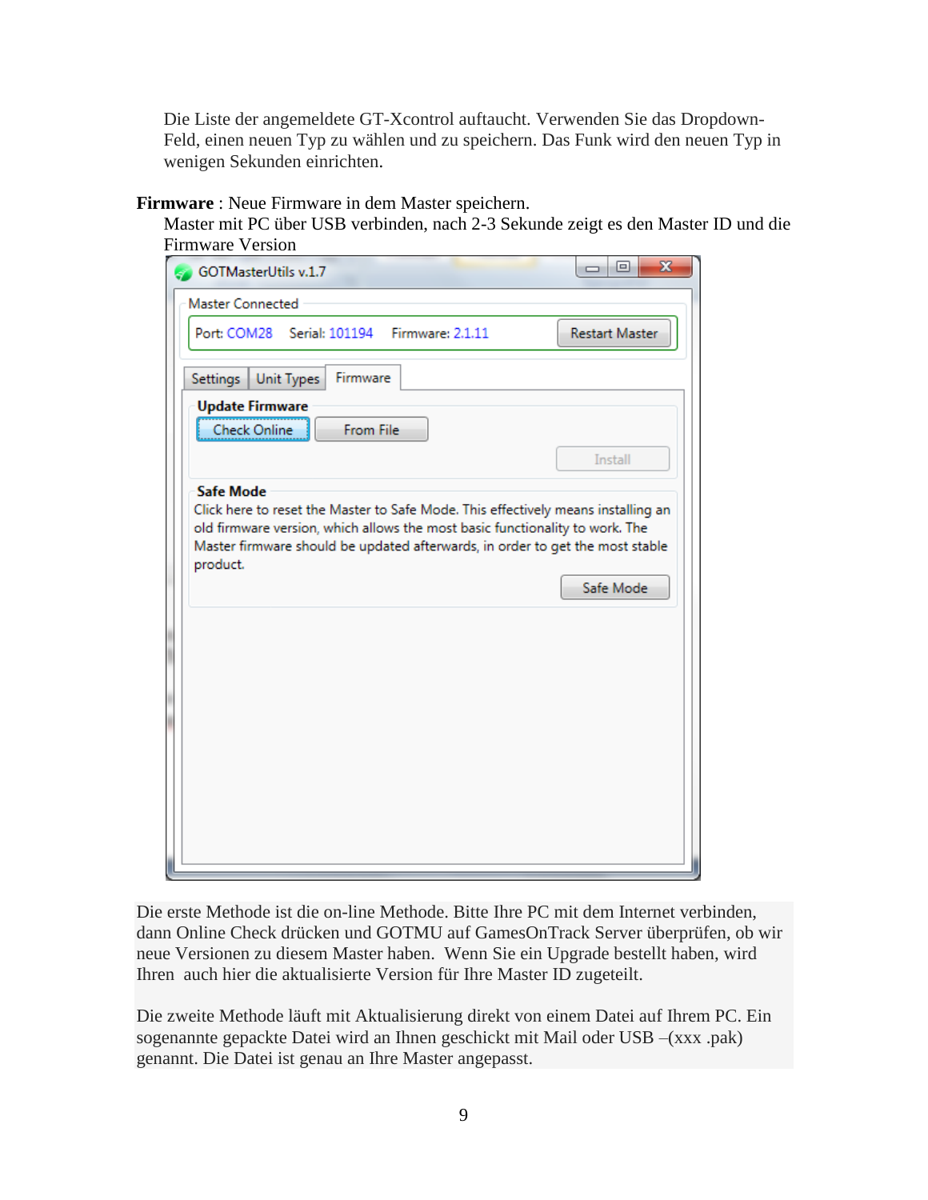Die Liste der angemeldete GT-Xcontrol auftaucht. Verwenden Sie das Dropdown-Feld, einen neuen Typ zu wählen und zu speichern. Das Funk wird den neuen Typ in wenigen Sekunden einrichten.

**Firmware** : Neue Firmware in dem Master speichern.

Master mit PC über USB verbinden, nach 2-3 Sekunde zeigt es den Master ID und die Firmware Version

Die erste Methode ist die on-line Methode. Bitte Ihre PC mit dem Internet verbinden, dann Online Check drücken und GOTMU auf GamesOnTrack Server überprüfen, ob wir neue Versionen zu diesem Master haben. Wenn Sie ein Upgrade bestellt haben, wird Ihren auch hier die aktualisierte Version für Ihre Master ID zugeteilt.

Die zweite Methode läuft mit Aktualisierung direkt von einem Datei auf Ihrem PC. Ein sogenannte gepackte Datei wird an Ihnen geschickt mit Mail oder USB –(xxx .pak) genannt. Die Datei ist genau an Ihre Master angepasst.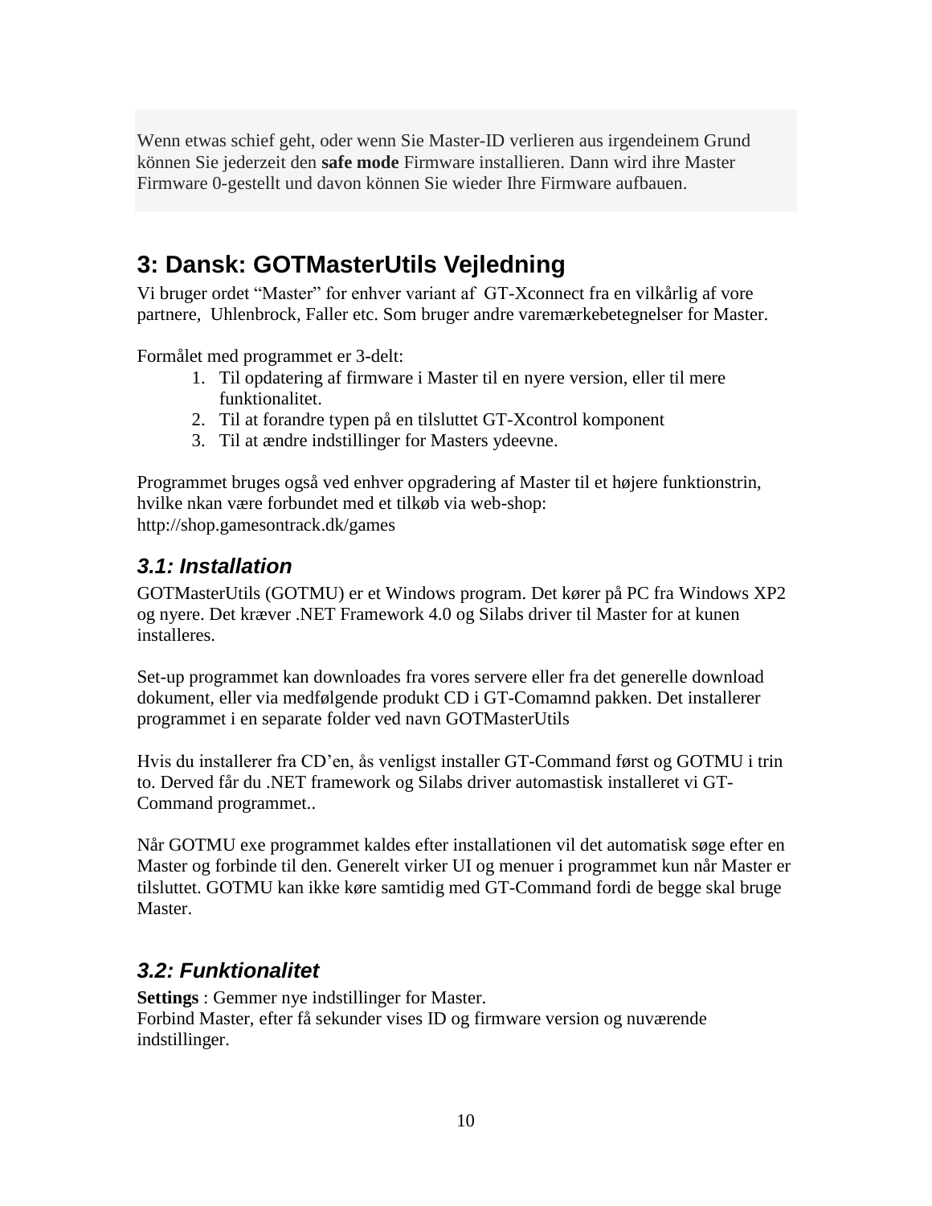Wenn etwas schief geht, oder wenn Sie Master-ID verlieren aus irgendeinem Grund können Sie jederzeit den **safe mode** Firmware installieren. Dann wird ihre Master Firmware 0-gestellt und davon können Sie wieder Ihre Firmware aufbauen.

## 3: Dansk: GOTMasterUtils Vejledning

Vi bruger ordet "Master" for enhver variant af GT-Xconnect fra en vilkårlig af vore partnere, Uhlenbrock, Faller etc. Som bruger andre varemærkebetegnelser for Master.

Formålet med programmet er 3-delt:

1. Til opdatering af firmware i Master til en nyere version, eller til mere funktionalitet.
2. Til at forandre typen på en tilsluttet GT-Xcontrol komponent
3. Til at ændre indstillinger for Masters ydeevne.

Programmet bruges også ved enhver opgradering af Master til et højere funktionstrin, hvilke nkan være forbundet med et tilkøb via web-shop: http://shop.gamesontrack.dk/games

### *3.1: Installation*

GOTMasterUtils (GOTMU) er et Windows program. Det kører på PC fra Windows XP2 og nyere. Det kræver .NET Framework 4.0 og Silabs driver til Master for at kunen installeres.

Set-up programmet kan downloades fra vores servere eller fra det generelle download dokument, eller via medfølgende produkt CD i GT-Comamnd pakken. Det installerer programmet i en separate folder ved navn GOTMasterUtils

Hvis du installerer fra CD'en, ås venligst installer GT-Command først og GOTMU i trin to. Derved får du .NET framework og Silabs driver automastisk installeret vi GT-Command programmet..

Når GOTMU exe programmet kaldes efter installationen vil det automatisk søge efter en Master og forbinde til den. Generelt virker UI og menuer i programmet kun når Master er tilsluttet. GOTMU kan ikke køre samtidig med GT-Command fordi de begge skal bruge Master.

### *3.2: Funktionalitet*

**Settings** : Gemmer nye indstillinger for Master.
Forbind Master, efter få sekunder vises ID og firmware version og nuværende indstillinger.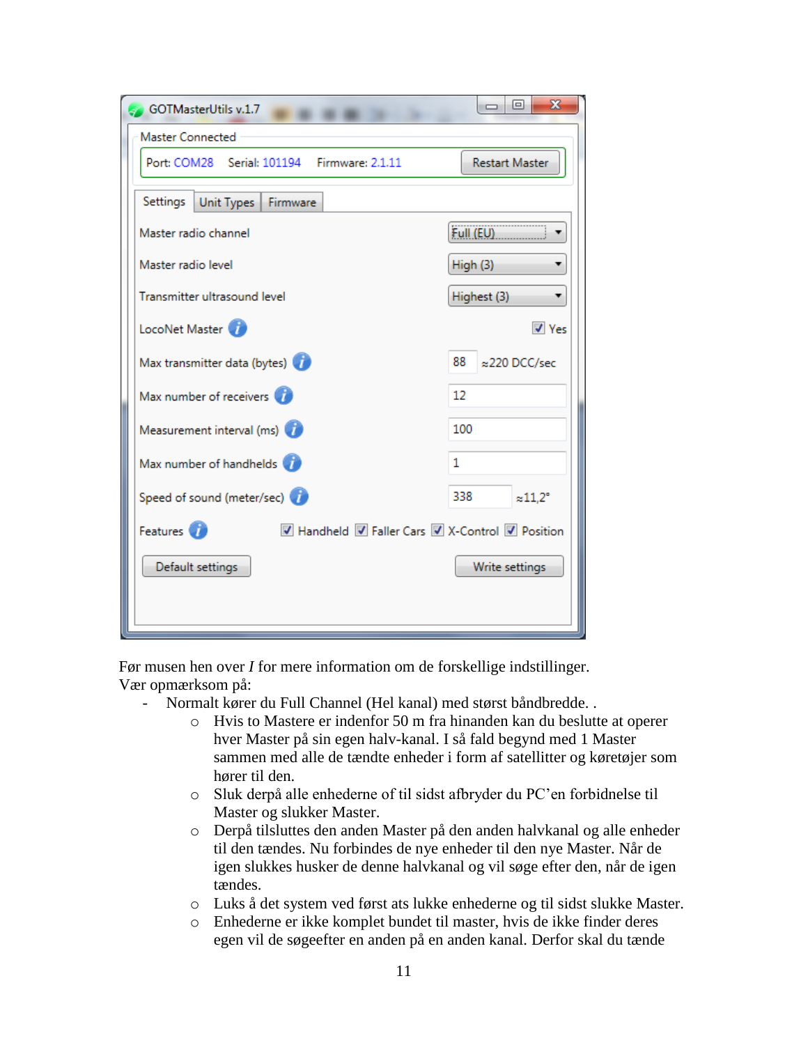Før musen hen over *I* for mere information om de forskellige indstillinger.
Vær opmærksom på:

- Normalt kører du Full Channel (Hel kanal) med størst båndbredde. .
    - Hvis to Mastere er indenfor 50 m fra hinanden kan du beslutte at operer hver Master på sin egen halv-kanal. I så fald begynd med 1 Master sammen med alle de tændte enheder i form af satellitter og køretøjer som hører til den.
    - Sluk derpå alle enhederne of til sidst afbryder du PC'en forbidnelse til Master og slukker Master.
    - Derpå tilsluttes den anden Master på den anden halvkanal og alle enheder til den tændes. Nu forbindes de nye enheder til den nye Master. Når de igen slukkes husker de denne halvkanal og vil søge efter den, når de igen tændes.
    - Luks å det system ved først ats lukke enhederne og til sidst slukke Master.
    - Enhederne er ikke komplet bundet til master, hvis de ikke finder deres egen vil de søgeefter en anden på en anden kanal. Derfor skal du tænde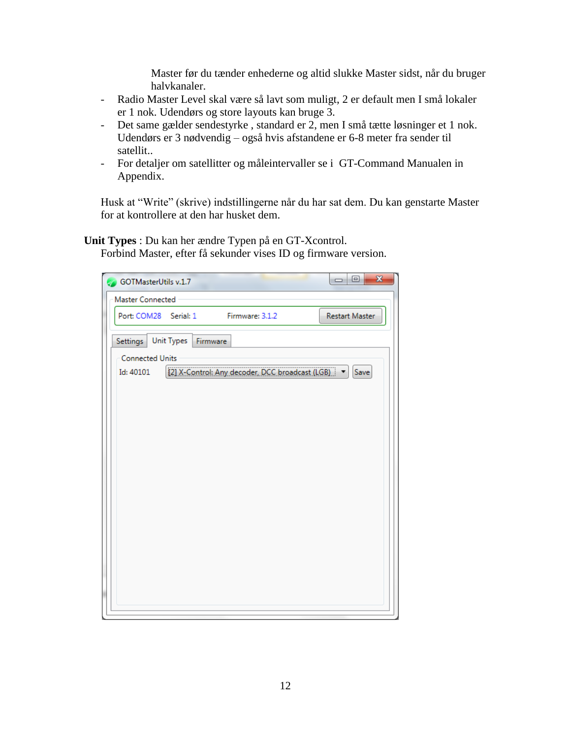Master før du tænder enhederne og altid slukke Master sidst, når du bruger halvkanaler.

- Radio Master Level skal være så lavt som muligt, 2 er default men I små lokaler er 1 nok. Udendørs og store layouts kan bruge 3.
- Det same gælder sendestyrke , standard er 2, men I små tætte løsninger et 1 nok. Udendørs er 3 nødvendig – også hvis afstandene er 6-8 meter fra sender til satellit..
- For detaljer om satellitter og måleintervaller se i GT-Command Manualen in Appendix.

Husk at "Write" (skrive) indstillingerne når du har sat dem. Du kan genstarte Master for at kontrollere at den har husket dem.

**Unit Types** : Du kan her ændre Typen på en GT-Xcontrol.
Forbind Master, efter få sekunder vises ID og firmware version.

GOTMasterUtils v.1.7

Master Connected

Port: COM28 Serial: 1 Firmware: 3.1.2 Restart Master

Settings | Unit Types | Firmware

Connected Units

Id: 40101 [2] X-Control: Any decoder, DCC broadcast (LGB) Save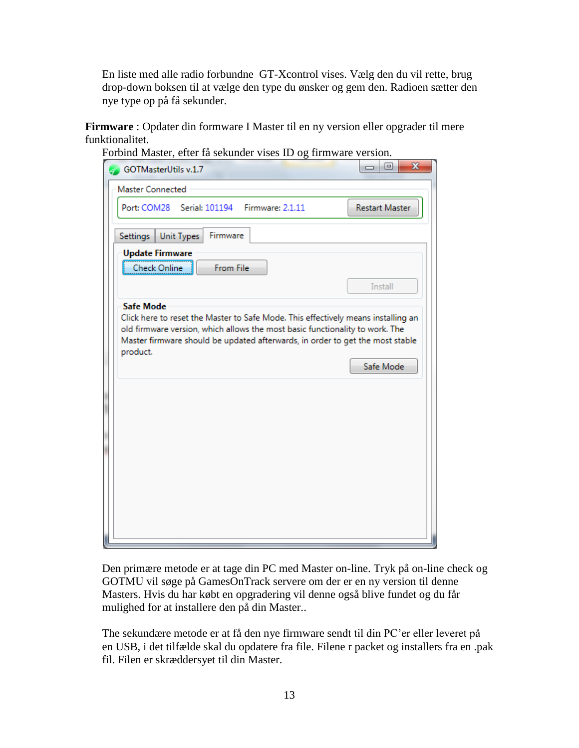En liste med alle radio forbundne  GT-Xcontrol vises. Vælg den du vil rette, brug drop-down boksen til at vælge den type du ønsker og gem den. Radioen sætter den nye type op på få sekunder.

**Firmware** : Opdater din formware I Master til en ny version eller opgrader til mere funktionalitet.

Forbind Master, efter få sekunder vises ID og firmware version.

Den primære metode er at tage din PC med Master on-line. Tryk på on-line check og GOTMU vil søge på GamesOnTrack servere om der er en ny version til denne Masters. Hvis du har købt en opgradering vil denne også blive fundet og du får mulighed for at installere den på din Master..

The sekundære metode er at få den nye firmware sendt til din PC'er eller leveret på en USB, i det tilfælde skal du opdatere fra file. Filene r packet og installers fra en .pak fil. Filen er skræddersyet til din Master.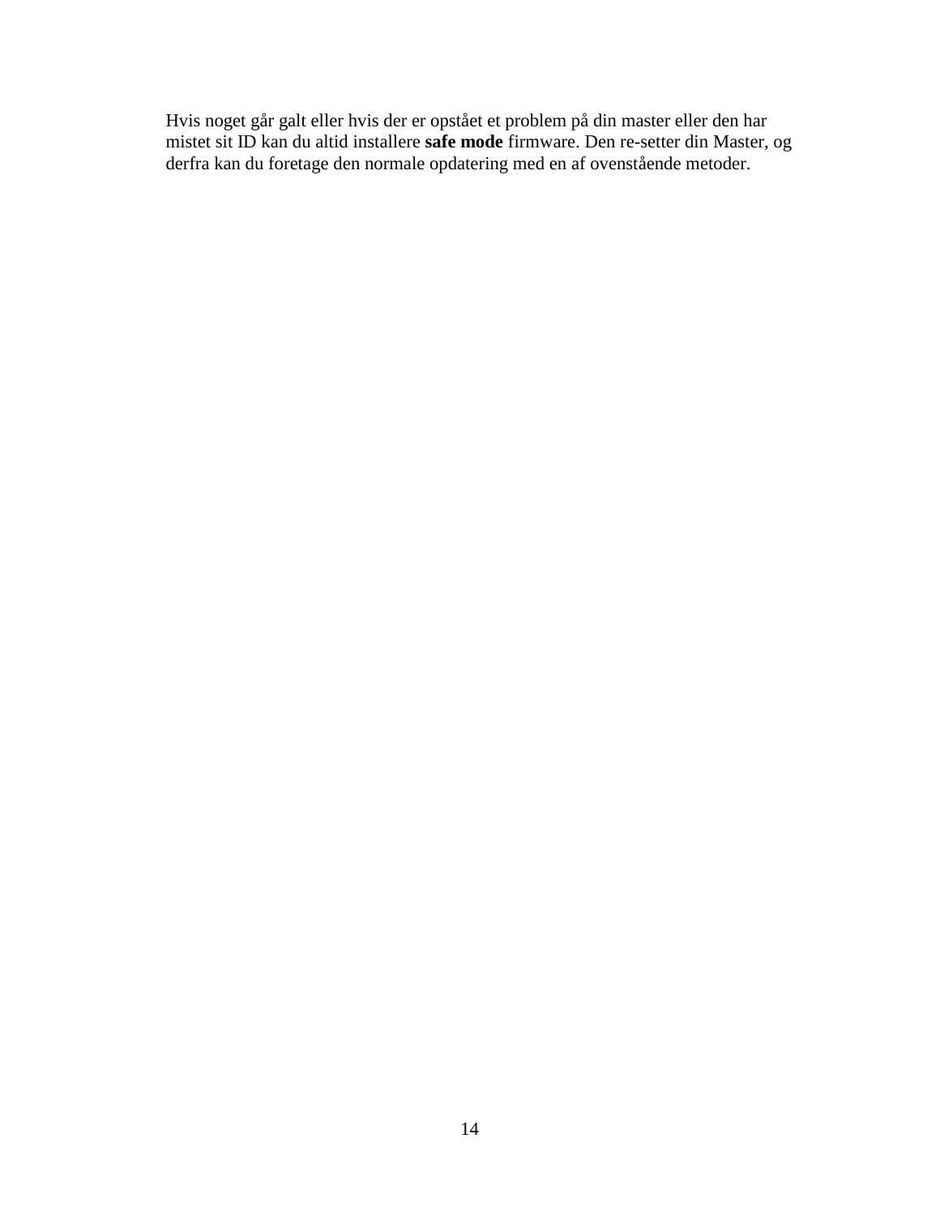Hvis noget går galt eller hvis der er opstået et problem på din master eller den har mistet sit ID kan du altid installere **safe mode** firmware. Den re-setter din Master, og derfra kan du foretage den normale opdatering med en af ovenstående metoder.